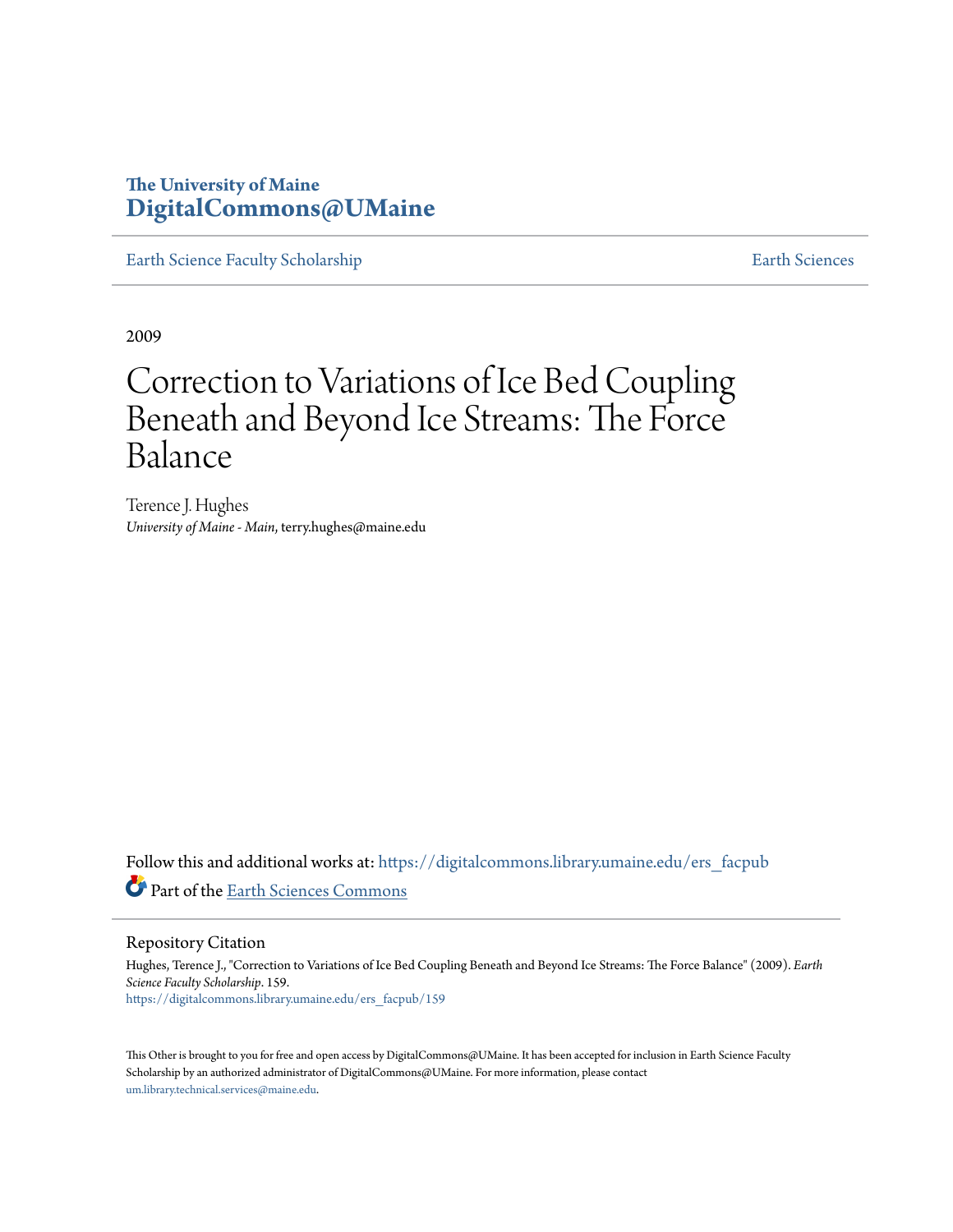The University of Maine
**DigitalCommons@UMaine**

Earth Science Faculty Scholarship | Earth Sciences

2009

# Correction to Variations of Ice Bed Coupling Beneath and Beyond Ice Streams: The Force Balance

Terence J. Hughes
*University of Maine - Main*, terry.hughes@maine.edu

Follow this and additional works at: https://digitalcommons.library.umaine.edu/ers_facpub

Part of the Earth Sciences Commons

## Repository Citation

Hughes, Terence J., "Correction to Variations of Ice Bed Coupling Beneath and Beyond Ice Streams: The Force Balance" (2009). *Earth Science Faculty Scholarship*. 159.
https://digitalcommons.library.umaine.edu/ers_facpub/159

This Other is brought to you for free and open access by DigitalCommons@UMaine. It has been accepted for inclusion in Earth Science Faculty Scholarship by an authorized administrator of DigitalCommons@UMaine. For more information, please contact um.library.technical.services@maine.edu.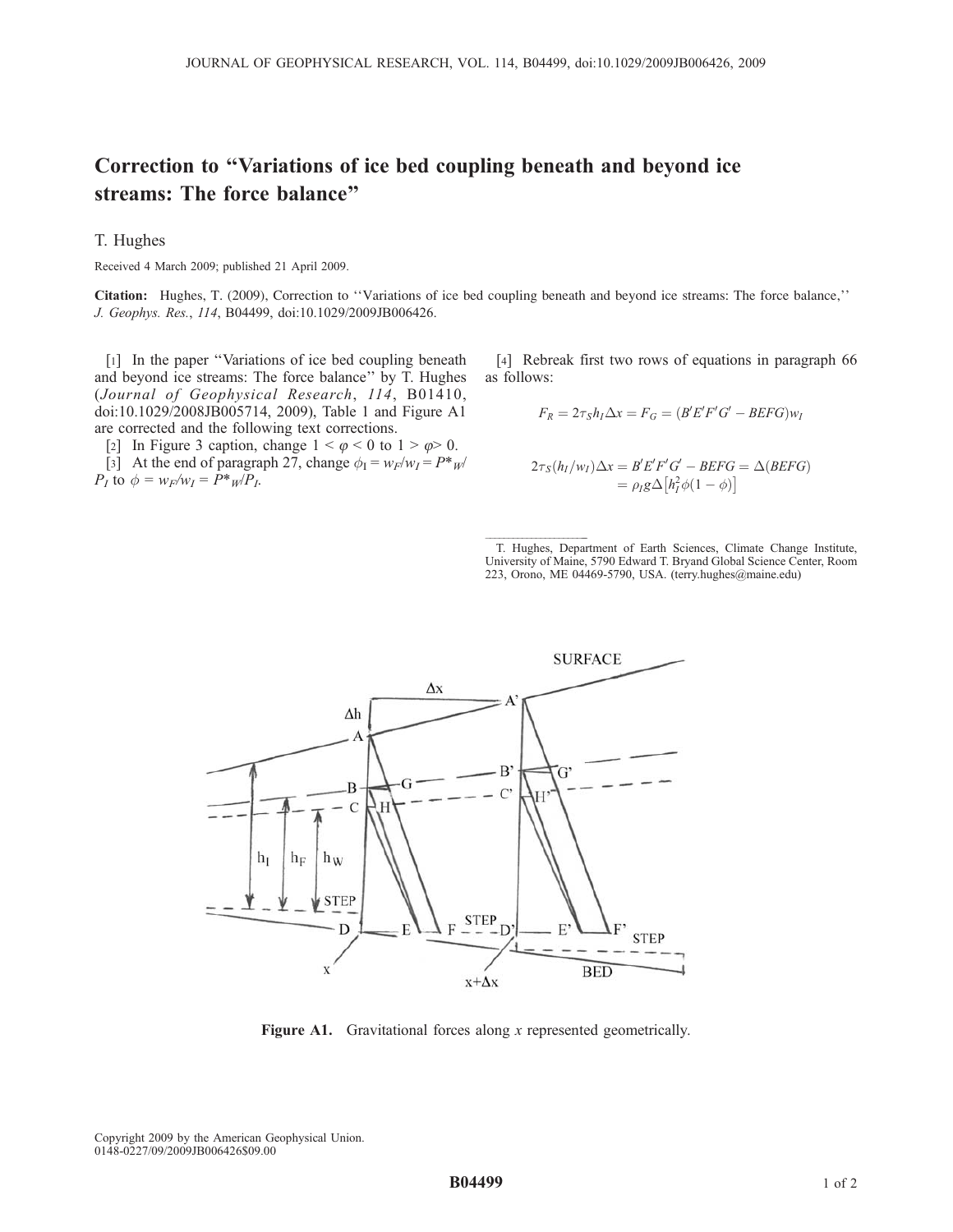# Correction to "Variations of ice bed coupling beneath and beyond ice streams: The force balance"

T. Hughes

Received 4 March 2009; published 21 April 2009.

**Citation:** Hughes, T. (2009), Correction to ''Variations of ice bed coupling beneath and beyond ice streams: The force balance,'' *J. Geophys. Res.*, *114*, B04499, doi:10.1029/2009JB006426.

[1] In the paper "Variations of ice bed coupling beneath and beyond ice streams: The force balance" by T. Hughes (*Journal of Geophysical Research*, *114*, B01410, doi:10.1029/2008JB005714, 2009), Table 1 and Figure A1 are corrected and the following text corrections.

[2] In Figure 3 caption, change $1 < \varphi < 0$ to $1 > \varphi > 0$.

[3] At the end of paragraph 27, change $\phi_I = w_F/w_I = P^*_W/P_I$ to $\phi = w_F/w_I = P^*_W/P_I$.

[4] Rebreak first two rows of equations in paragraph 66 as follows:

$$F_R = 2\tau_S h_I \Delta x = F_G = (B'E'F'G' - BEFG)w_I$$

$$2\tau_S(h_I/w_I)\Delta x = B'E'F'G' - BEFG = \Delta(BEFG)$$
$$= \rho_I g \Delta\left[h_I^2 \phi(1-\phi)\right]$$

T. Hughes, Department of Earth Sciences, Climate Change Institute, University of Maine, 5790 Edward T. Bryand Global Science Center, Room 223, Orono, ME 04469-5790, USA. (terry.hughes@maine.edu)

**Figure A1.** Gravitational forces along $x$ represented geometrically.

Copyright 2009 by the American Geophysical Union.
0148-0227/09/2009JB006426$09.00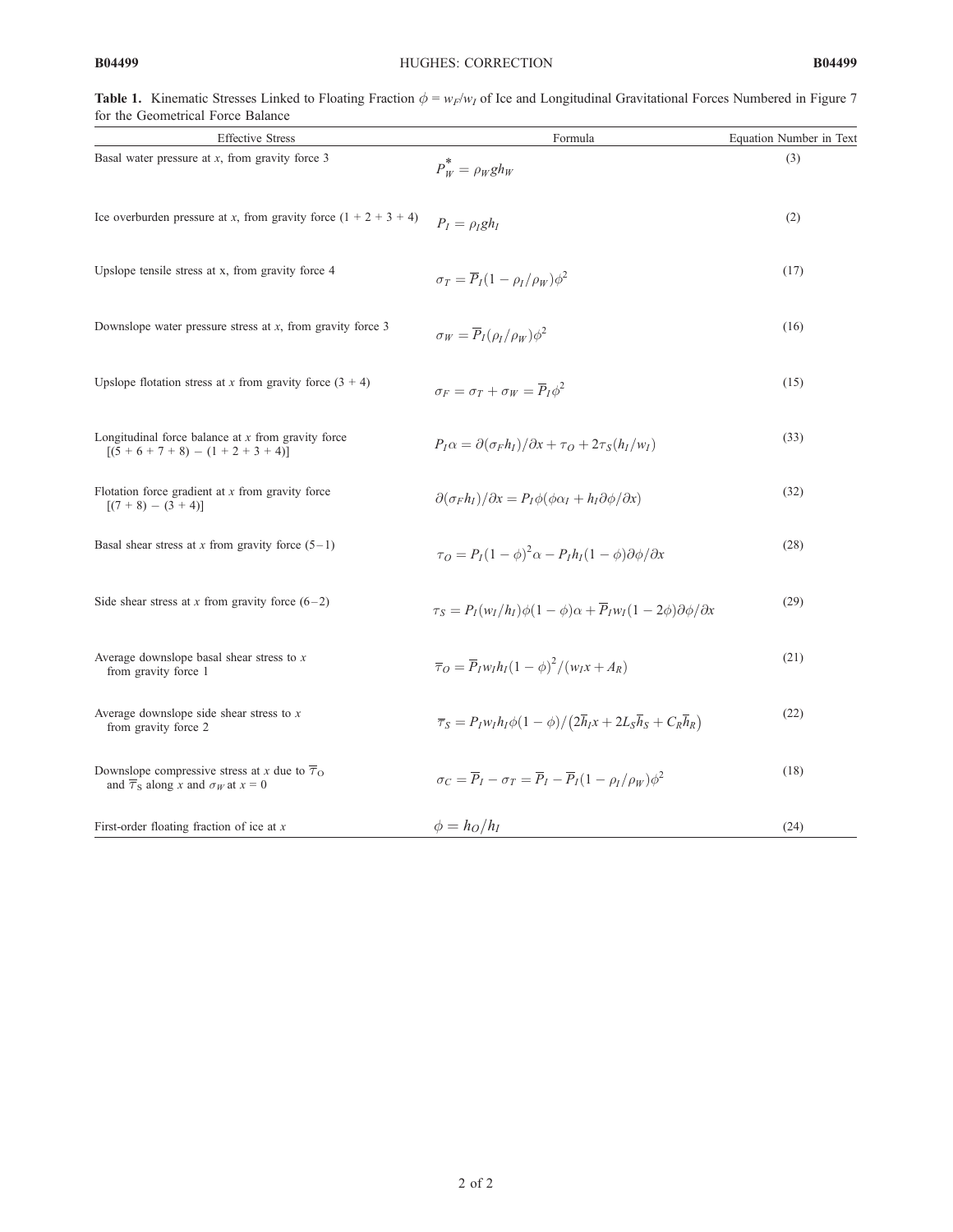**Table 1.** Kinematic Stresses Linked to Floating Fraction $\phi = w_F/w_I$ of Ice and Longitudinal Gravitational Forces Numbered in Figure 7 for the Geometrical Force Balance

| Effective Stress | Formula | Equation Number in Text |
| --- | --- | --- |
| Basal water pressure at $x$, from gravity force 3 | $P_W^* = \rho_W g h_W$ | (3) |
| Ice overburden pressure at $x$, from gravity force (1 + 2 + 3 + 4) | $P_I = \rho_I g h_I$ | (2) |
| Upslope tensile stress at x, from gravity force 4 | $\sigma_T = \overline{P}_I(1 - \rho_I/\rho_W)\phi^2$ | (17) |
| Downslope water pressure stress at $x$, from gravity force 3 | $\sigma_W = \overline{P}_I(\rho_I/\rho_W)\phi^2$ | (16) |
| Upslope flotation stress at $x$ from gravity force (3 + 4) | $\sigma_F = \sigma_T + \sigma_W = \overline{P}_I\phi^2$ | (15) |
| Longitudinal force balance at $x$ from gravity force [(5 + 6 + 7 + 8) − (1 + 2 + 3 + 4)] | $P_I\alpha = \partial(\sigma_F h_I)/\partial x + \tau_O + 2\tau_S(h_I/w_I)$ | (33) |
| Flotation force gradient at $x$ from gravity force [(7 + 8) − (3 + 4)] | $\partial(\sigma_F h_I)/\partial x = P_I\phi(\phi\alpha_I + h_I\partial\phi/\partial x)$ | (32) |
| Basal shear stress at $x$ from gravity force (5−1) | $\tau_O = P_I(1 - \phi)^2\alpha - P_I h_I(1 - \phi)\partial\phi/\partial x$ | (28) |
| Side shear stress at $x$ from gravity force (6−2) | $\tau_S = P_I(w_I/h_I)\phi(1 - \phi)\alpha + \overline{P}_I w_I(1 - 2\phi)\partial\phi/\partial x$ | (29) |
| Average downslope basal shear stress to $x$ from gravity force 1 | $\overline{\tau}_O = \overline{P}_I w_I h_I(1 - \phi)^2/(w_I x + A_R)$ | (21) |
| Average downslope side shear stress to $x$ from gravity force 2 | $\overline{\tau}_S = P_I w_I h_I\phi(1 - \phi)/\left(2\overline{h}_I x + 2L_S\overline{h}_S + C_R\overline{h}_R\right)$ | (22) |
| Downslope compressive stress at $x$ due to $\overline{\tau}_O$ and $\overline{\tau}_S$ along $x$ and $\sigma_W$ at $x = 0$ | $\sigma_C = \overline{P}_I - \sigma_T = \overline{P}_I - \overline{P}_I(1 - \rho_I/\rho_W)\phi^2$ | (18) |
| First-order floating fraction of ice at $x$ | $\phi = h_O/h_I$ | (24) |